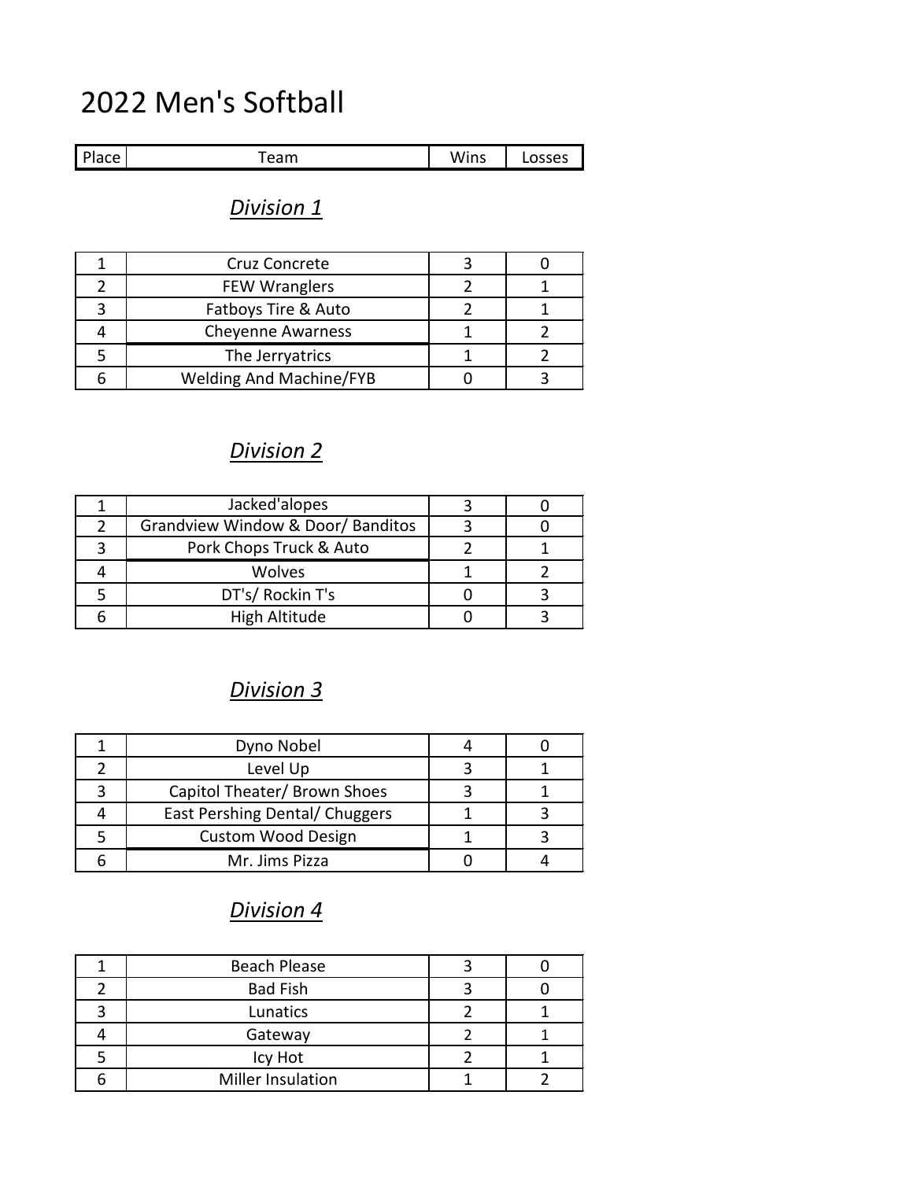# 2022 Men's Softball

| Place | Team | Wins | Losses |
| --- | --- | --- | --- |

## *Division 1*

| Place | Team | Wins | Losses |
| --- | --- | --- | --- |
| 1 | Cruz Concrete | 3 | 0 |
| 2 | FEW Wranglers | 2 | 1 |
| 3 | Fatboys Tire & Auto | 2 | 1 |
| 4 | Cheyenne Awarness | 1 | 2 |
| 5 | The Jerryatrics | 1 | 2 |
| 6 | Welding And Machine/FYB | 0 | 3 |

## *Division 2*

| Place | Team | Wins | Losses |
| --- | --- | --- | --- |
| 1 | Jacked'alopes | 3 | 0 |
| 2 | Grandview Window & Door/ Banditos | 3 | 0 |
| 3 | Pork Chops Truck & Auto | 2 | 1 |
| 4 | Wolves | 1 | 2 |
| 5 | DT's/ Rockin T's | 0 | 3 |
| 6 | High Altitude | 0 | 3 |

## *Division 3*

| Place | Team | Wins | Losses |
| --- | --- | --- | --- |
| 1 | Dyno Nobel | 4 | 0 |
| 2 | Level Up | 3 | 1 |
| 3 | Capitol Theater/ Brown Shoes | 3 | 1 |
| 4 | East Pershing Dental/ Chuggers | 1 | 3 |
| 5 | Custom Wood Design | 1 | 3 |
| 6 | Mr. Jims Pizza | 0 | 4 |

## *Division 4*

| Place | Team | Wins | Losses |
| --- | --- | --- | --- |
| 1 | Beach Please | 3 | 0 |
| 2 | Bad Fish | 3 | 0 |
| 3 | Lunatics | 2 | 1 |
| 4 | Gateway | 2 | 1 |
| 5 | Icy Hot | 2 | 1 |
| 6 | Miller Insulation | 1 | 2 |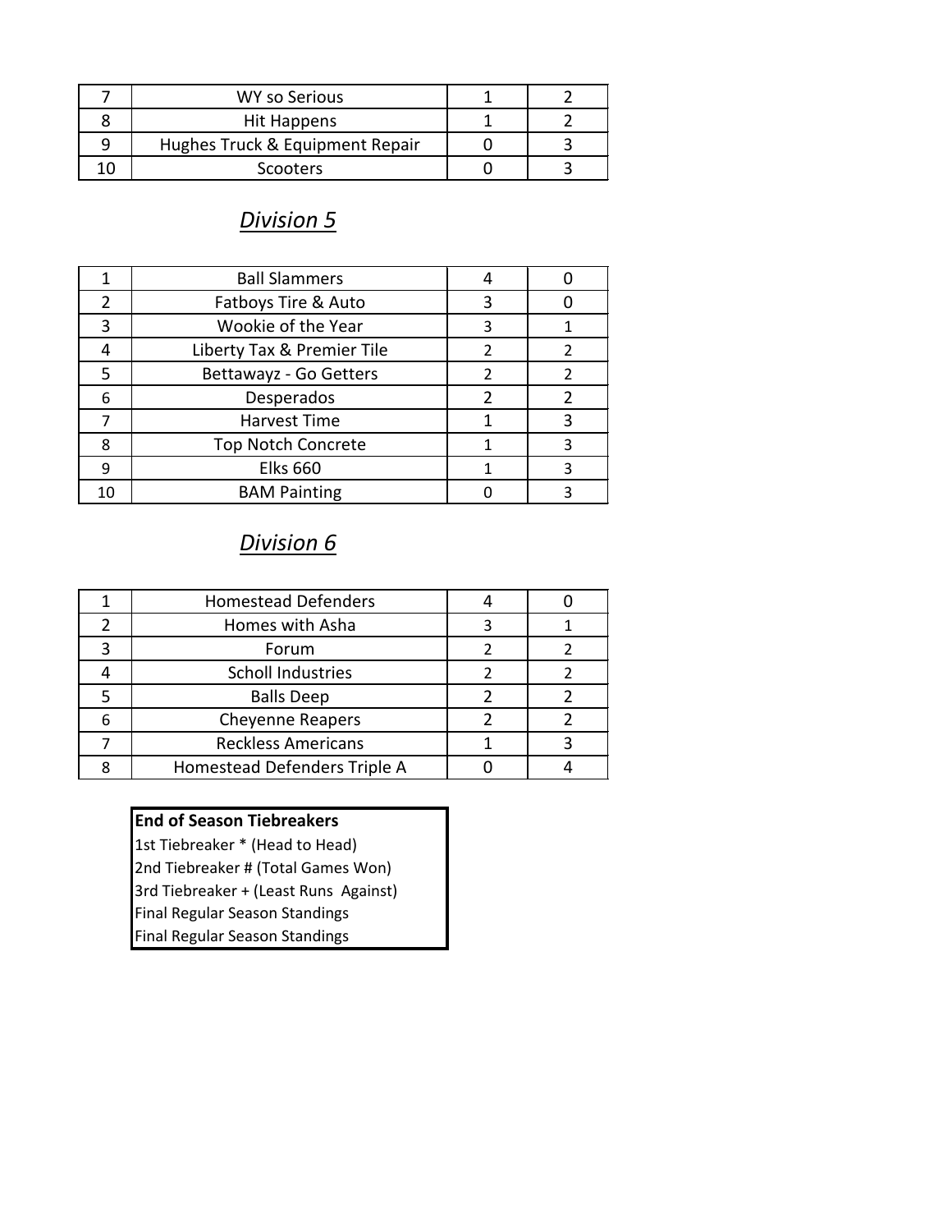| 7 | WY so Serious | 1 | 2 |
|---|---|---|---|
| 8 | Hit Happens | 1 | 2 |
| 9 | Hughes Truck & Equipment Repair | 0 | 3 |
| 10 | Scooters | 0 | 3 |

## *Division 5*

| 1 | Ball Slammers | 4 | 0 |
|---|---|---|---|
| 2 | Fatboys Tire & Auto | 3 | 0 |
| 3 | Wookie of the Year | 3 | 1 |
| 4 | Liberty Tax & Premier Tile | 2 | 2 |
| 5 | Bettawayz - Go Getters | 2 | 2 |
| 6 | Desperados | 2 | 2 |
| 7 | Harvest Time | 1 | 3 |
| 8 | Top Notch Concrete | 1 | 3 |
| 9 | Elks 660 | 1 | 3 |
| 10 | BAM Painting | 0 | 3 |

## *Division 6*

| 1 | Homestead Defenders | 4 | 0 |
|---|---|---|---|
| 2 | Homes with Asha | 3 | 1 |
| 3 | Forum | 2 | 2 |
| 4 | Scholl Industries | 2 | 2 |
| 5 | Balls Deep | 2 | 2 |
| 6 | Cheyenne Reapers | 2 | 2 |
| 7 | Reckless Americans | 1 | 3 |
| 8 | Homestead Defenders Triple A | 0 | 4 |

**End of Season Tiebreakers**
1st Tiebreaker * (Head to Head)
2nd Tiebreaker # (Total Games Won)
3rd Tiebreaker + (Least Runs Against)
Final Regular Season Standings
Final Regular Season Standings